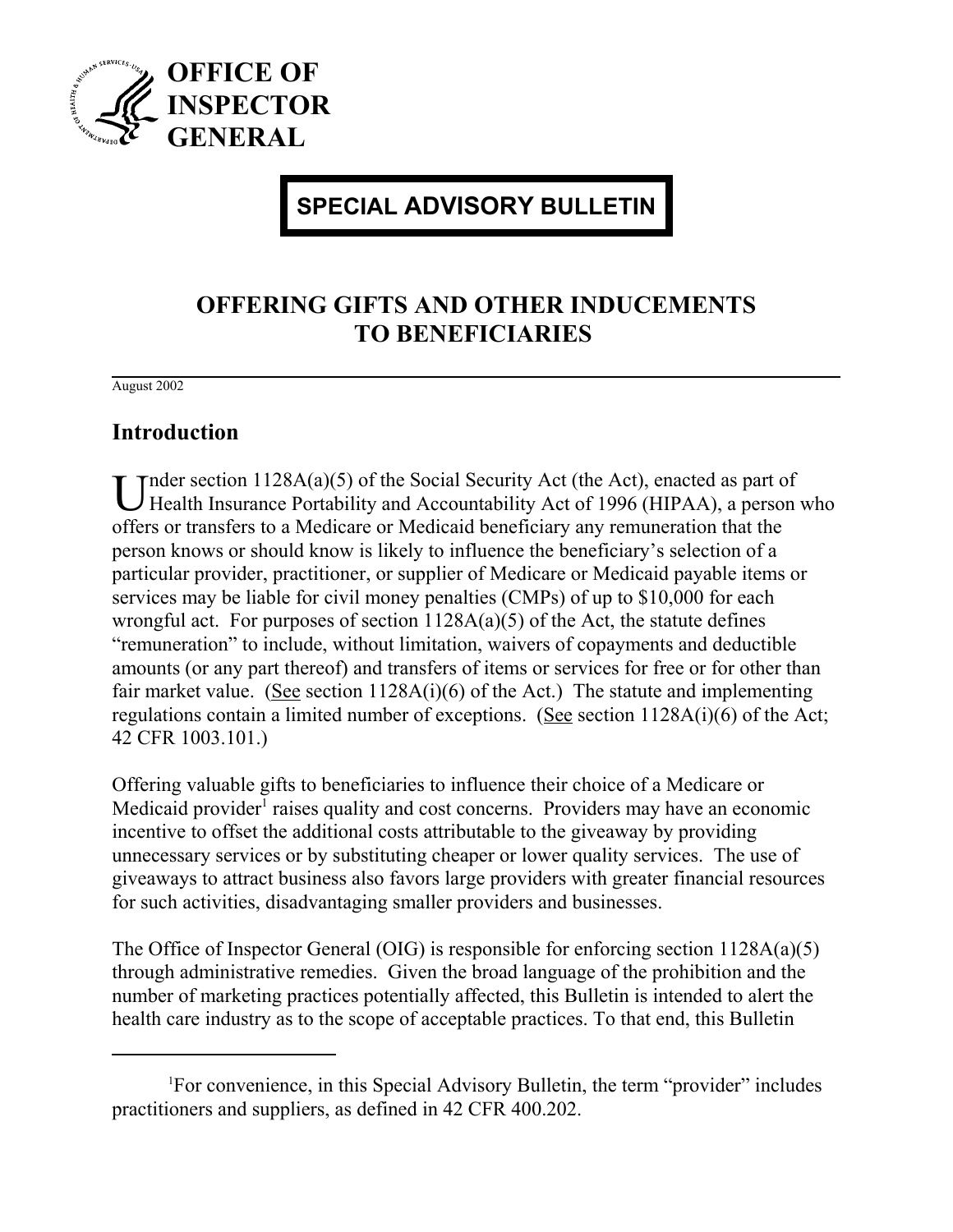**OFFICE OF INSPECTOR GENERAL**

**SPECIAL ADVISORY BULLETIN**

# OFFERING GIFTS AND OTHER INDUCEMENTS TO BENEFICIARIES

August 2002

## Introduction

Under section 1128A(a)(5) of the Social Security Act (the Act), enacted as part of Health Insurance Portability and Accountability Act of 1996 (HIPAA), a person who offers or transfers to a Medicare or Medicaid beneficiary any remuneration that the person knows or should know is likely to influence the beneficiary's selection of a particular provider, practitioner, or supplier of Medicare or Medicaid payable items or services may be liable for civil money penalties (CMPs) of up to $10,000 for each wrongful act. For purposes of section 1128A(a)(5) of the Act, the statute defines "remuneration" to include, without limitation, waivers of copayments and deductible amounts (or any part thereof) and transfers of items or services for free or for other than fair market value. (See section 1128A(i)(6) of the Act.) The statute and implementing regulations contain a limited number of exceptions. (See section 1128A(i)(6) of the Act; 42 CFR 1003.101.)

Offering valuable gifts to beneficiaries to influence their choice of a Medicare or Medicaid provider[1] raises quality and cost concerns. Providers may have an economic incentive to offset the additional costs attributable to the giveaway by providing unnecessary services or by substituting cheaper or lower quality services. The use of giveaways to attract business also favors large providers with greater financial resources for such activities, disadvantaging smaller providers and businesses.

The Office of Inspector General (OIG) is responsible for enforcing section 1128A(a)(5) through administrative remedies. Given the broad language of the prohibition and the number of marketing practices potentially affected, this Bulletin is intended to alert the health care industry as to the scope of acceptable practices. To that end, this Bulletin

---

[1] For convenience, in this Special Advisory Bulletin, the term "provider" includes practitioners and suppliers, as defined in 42 CFR 400.202.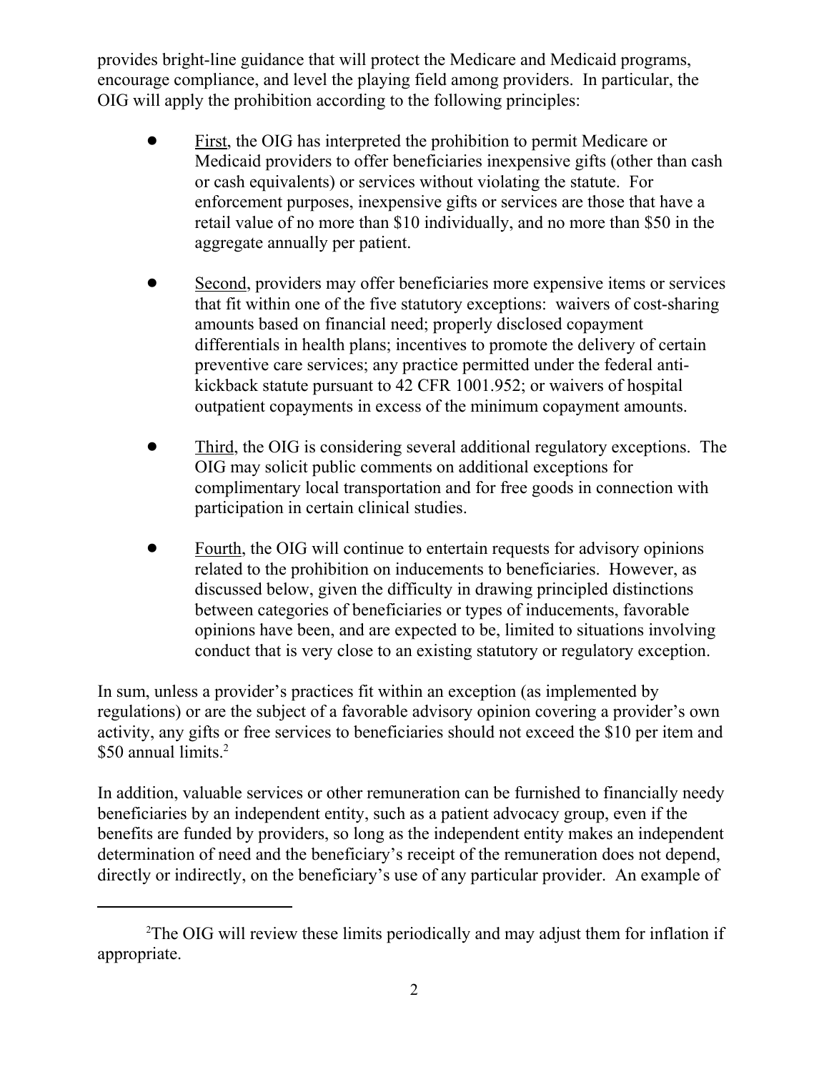provides bright-line guidance that will protect the Medicare and Medicaid programs, encourage compliance, and level the playing field among providers. In particular, the OIG will apply the prohibition according to the following principles:

- First, the OIG has interpreted the prohibition to permit Medicare or Medicaid providers to offer beneficiaries inexpensive gifts (other than cash or cash equivalents) or services without violating the statute. For enforcement purposes, inexpensive gifts or services are those that have a retail value of no more than $10 individually, and no more than $50 in the aggregate annually per patient.

- Second, providers may offer beneficiaries more expensive items or services that fit within one of the five statutory exceptions: waivers of cost-sharing amounts based on financial need; properly disclosed copayment differentials in health plans; incentives to promote the delivery of certain preventive care services; any practice permitted under the federal anti-kickback statute pursuant to 42 CFR 1001.952; or waivers of hospital outpatient copayments in excess of the minimum copayment amounts.

- Third, the OIG is considering several additional regulatory exceptions. The OIG may solicit public comments on additional exceptions for complimentary local transportation and for free goods in connection with participation in certain clinical studies.

- Fourth, the OIG will continue to entertain requests for advisory opinions related to the prohibition on inducements to beneficiaries. However, as discussed below, given the difficulty in drawing principled distinctions between categories of beneficiaries or types of inducements, favorable opinions have been, and are expected to be, limited to situations involving conduct that is very close to an existing statutory or regulatory exception.

In sum, unless a provider's practices fit within an exception (as implemented by regulations) or are the subject of a favorable advisory opinion covering a provider's own activity, any gifts or free services to beneficiaries should not exceed the $10 per item and $50 annual limits.[2]

In addition, valuable services or other remuneration can be furnished to financially needy beneficiaries by an independent entity, such as a patient advocacy group, even if the benefits are funded by providers, so long as the independent entity makes an independent determination of need and the beneficiary's receipt of the remuneration does not depend, directly or indirectly, on the beneficiary's use of any particular provider. An example of

---

[2] The OIG will review these limits periodically and may adjust them for inflation if appropriate.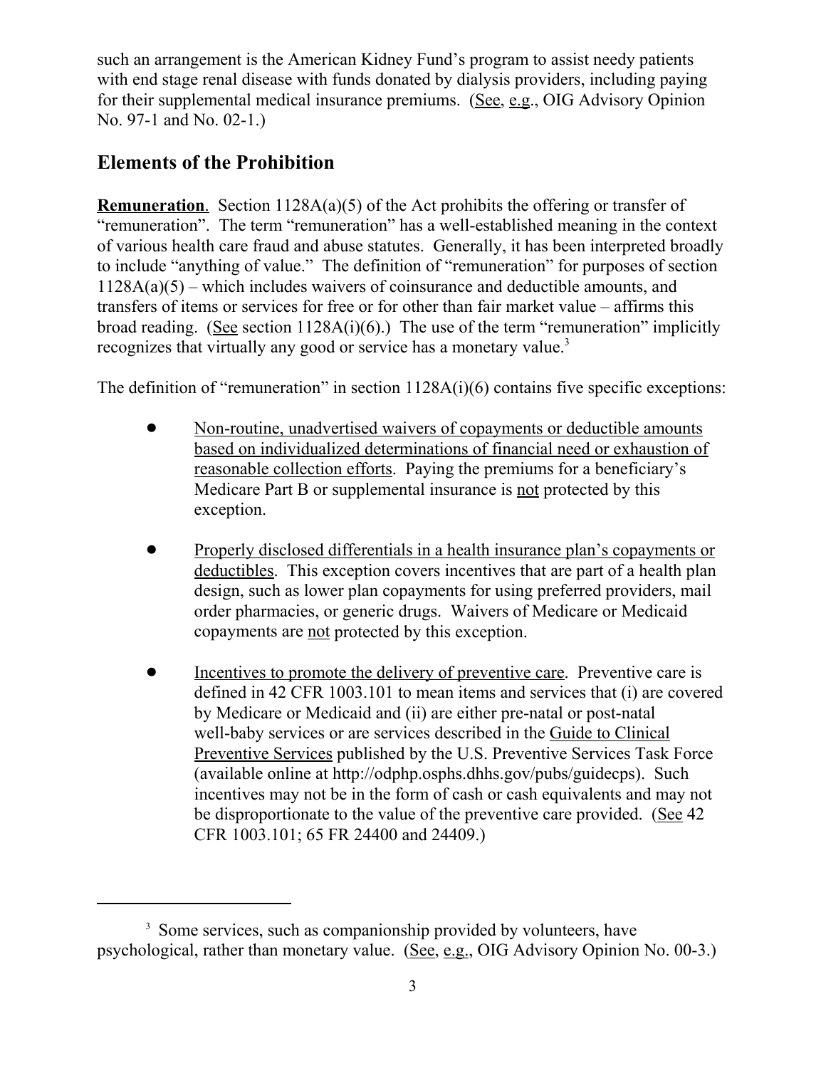such an arrangement is the American Kidney Fund's program to assist needy patients with end stage renal disease with funds donated by dialysis providers, including paying for their supplemental medical insurance premiums. (See, e.g., OIG Advisory Opinion No. 97-1 and No. 02-1.)

## Elements of the Prohibition

**Remuneration**. Section 1128A(a)(5) of the Act prohibits the offering or transfer of "remuneration". The term "remuneration" has a well-established meaning in the context of various health care fraud and abuse statutes. Generally, it has been interpreted broadly to include "anything of value." The definition of "remuneration" for purposes of section 1128A(a)(5) – which includes waivers of coinsurance and deductible amounts, and transfers of items or services for free or for other than fair market value – affirms this broad reading. (See section 1128A(i)(6).) The use of the term "remuneration" implicitly recognizes that virtually any good or service has a monetary value.[3]

The definition of "remuneration" in section 1128A(i)(6) contains five specific exceptions:

- Non-routine, unadvertised waivers of copayments or deductible amounts based on individualized determinations of financial need or exhaustion of reasonable collection efforts. Paying the premiums for a beneficiary's Medicare Part B or supplemental insurance is not protected by this exception.

- Properly disclosed differentials in a health insurance plan's copayments or deductibles. This exception covers incentives that are part of a health plan design, such as lower plan copayments for using preferred providers, mail order pharmacies, or generic drugs. Waivers of Medicare or Medicaid copayments are not protected by this exception.

- Incentives to promote the delivery of preventive care. Preventive care is defined in 42 CFR 1003.101 to mean items and services that (i) are covered by Medicare or Medicaid and (ii) are either pre-natal or post-natal well-baby services or are services described in the Guide to Clinical Preventive Services published by the U.S. Preventive Services Task Force (available online at http://odphp.osphs.dhhs.gov/pubs/guidecps). Such incentives may not be in the form of cash or cash equivalents and may not be disproportionate to the value of the preventive care provided. (See 42 CFR 1003.101; 65 FR 24400 and 24409.)

---

[3] Some services, such as companionship provided by volunteers, have psychological, rather than monetary value. (See, e.g., OIG Advisory Opinion No. 00-3.)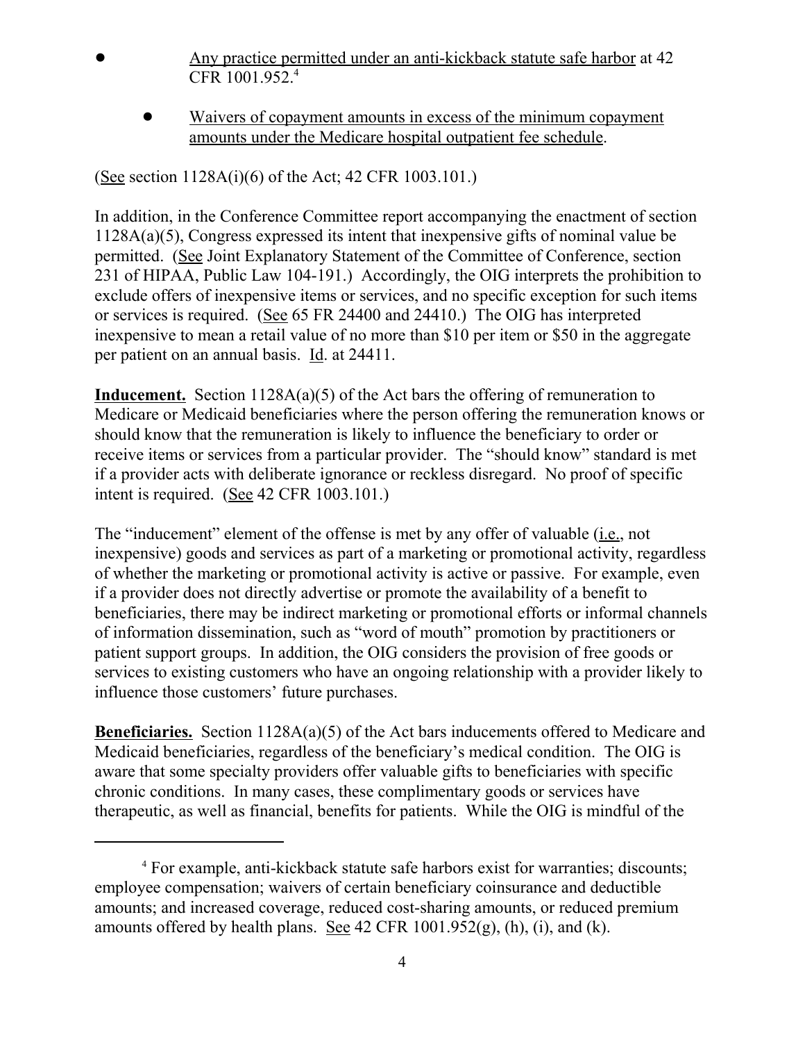- Any practice permitted under an anti-kickback statute safe harbor at 42 CFR 1001.952.[4]

- Waivers of copayment amounts in excess of the minimum copayment amounts under the Medicare hospital outpatient fee schedule.

(See section 1128A(i)(6) of the Act; 42 CFR 1003.101.)

In addition, in the Conference Committee report accompanying the enactment of section 1128A(a)(5), Congress expressed its intent that inexpensive gifts of nominal value be permitted. (See Joint Explanatory Statement of the Committee of Conference, section 231 of HIPAA, Public Law 104-191.) Accordingly, the OIG interprets the prohibition to exclude offers of inexpensive items or services, and no specific exception for such items or services is required. (See 65 FR 24400 and 24410.) The OIG has interpreted inexpensive to mean a retail value of no more than $10 per item or $50 in the aggregate per patient on an annual basis. Id. at 24411.

**Inducement.** Section 1128A(a)(5) of the Act bars the offering of remuneration to Medicare or Medicaid beneficiaries where the person offering the remuneration knows or should know that the remuneration is likely to influence the beneficiary to order or receive items or services from a particular provider. The "should know" standard is met if a provider acts with deliberate ignorance or reckless disregard. No proof of specific intent is required. (See 42 CFR 1003.101.)

The "inducement" element of the offense is met by any offer of valuable (i.e., not inexpensive) goods and services as part of a marketing or promotional activity, regardless of whether the marketing or promotional activity is active or passive. For example, even if a provider does not directly advertise or promote the availability of a benefit to beneficiaries, there may be indirect marketing or promotional efforts or informal channels of information dissemination, such as "word of mouth" promotion by practitioners or patient support groups. In addition, the OIG considers the provision of free goods or services to existing customers who have an ongoing relationship with a provider likely to influence those customers' future purchases.

**Beneficiaries.** Section 1128A(a)(5) of the Act bars inducements offered to Medicare and Medicaid beneficiaries, regardless of the beneficiary's medical condition. The OIG is aware that some specialty providers offer valuable gifts to beneficiaries with specific chronic conditions. In many cases, these complimentary goods or services have therapeutic, as well as financial, benefits for patients. While the OIG is mindful of the

---

[4] For example, anti-kickback statute safe harbors exist for warranties; discounts; employee compensation; waivers of certain beneficiary coinsurance and deductible amounts; and increased coverage, reduced cost-sharing amounts, or reduced premium amounts offered by health plans. See 42 CFR 1001.952(g), (h), (i), and (k).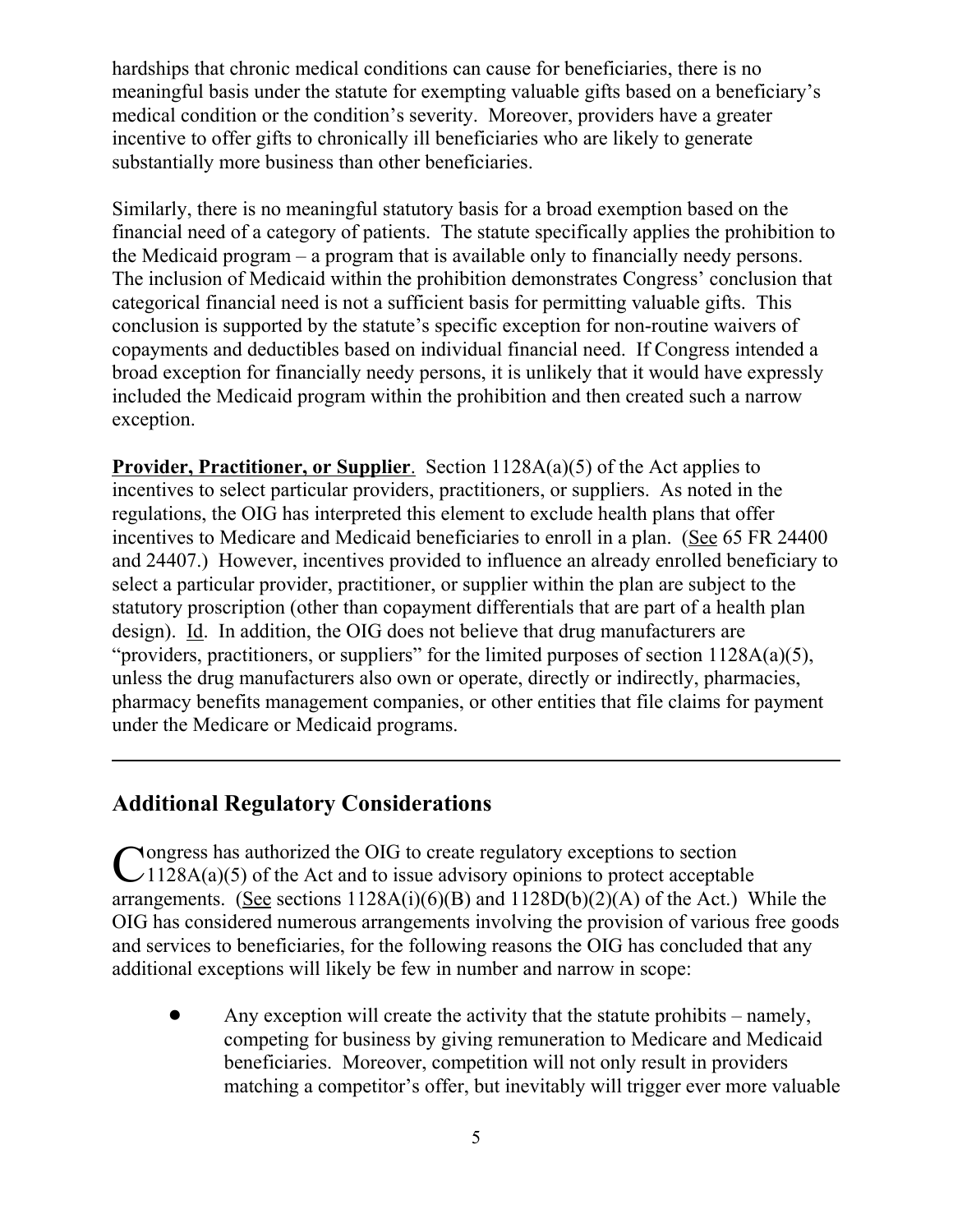hardships that chronic medical conditions can cause for beneficiaries, there is no meaningful basis under the statute for exempting valuable gifts based on a beneficiary's medical condition or the condition's severity. Moreover, providers have a greater incentive to offer gifts to chronically ill beneficiaries who are likely to generate substantially more business than other beneficiaries.

Similarly, there is no meaningful statutory basis for a broad exemption based on the financial need of a category of patients. The statute specifically applies the prohibition to the Medicaid program – a program that is available only to financially needy persons. The inclusion of Medicaid within the prohibition demonstrates Congress' conclusion that categorical financial need is not a sufficient basis for permitting valuable gifts. This conclusion is supported by the statute's specific exception for non-routine waivers of copayments and deductibles based on individual financial need. If Congress intended a broad exception for financially needy persons, it is unlikely that it would have expressly included the Medicaid program within the prohibition and then created such a narrow exception.

**Provider, Practitioner, or Supplier**. Section 1128A(a)(5) of the Act applies to incentives to select particular providers, practitioners, or suppliers. As noted in the regulations, the OIG has interpreted this element to exclude health plans that offer incentives to Medicare and Medicaid beneficiaries to enroll in a plan. (See 65 FR 24400 and 24407.) However, incentives provided to influence an already enrolled beneficiary to select a particular provider, practitioner, or supplier within the plan are subject to the statutory proscription (other than copayment differentials that are part of a health plan design). Id. In addition, the OIG does not believe that drug manufacturers are "providers, practitioners, or suppliers" for the limited purposes of section 1128A(a)(5), unless the drug manufacturers also own or operate, directly or indirectly, pharmacies, pharmacy benefits management companies, or other entities that file claims for payment under the Medicare or Medicaid programs.

---

## Additional Regulatory Considerations

Congress has authorized the OIG to create regulatory exceptions to section 1128A(a)(5) of the Act and to issue advisory opinions to protect acceptable arrangements. (See sections 1128A(i)(6)(B) and 1128D(b)(2)(A) of the Act.) While the OIG has considered numerous arrangements involving the provision of various free goods and services to beneficiaries, for the following reasons the OIG has concluded that any additional exceptions will likely be few in number and narrow in scope:

- Any exception will create the activity that the statute prohibits – namely, competing for business by giving remuneration to Medicare and Medicaid beneficiaries. Moreover, competition will not only result in providers matching a competitor's offer, but inevitably will trigger ever more valuable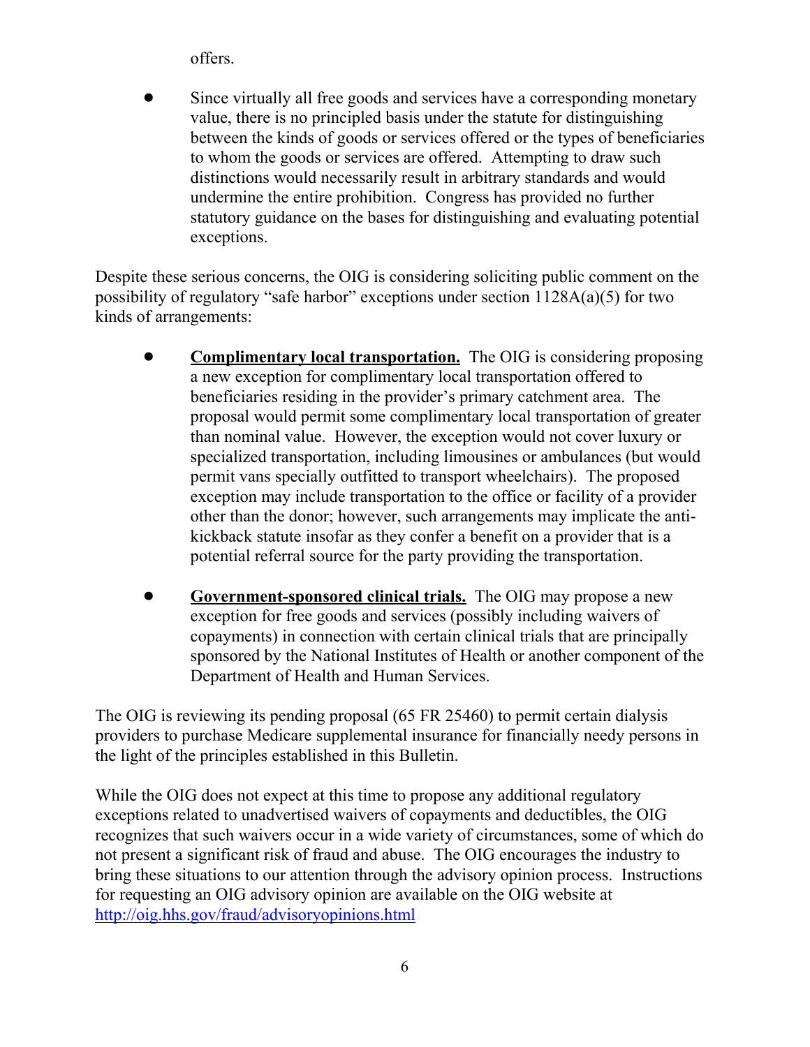offers.

- Since virtually all free goods and services have a corresponding monetary value, there is no principled basis under the statute for distinguishing between the kinds of goods or services offered or the types of beneficiaries to whom the goods or services are offered. Attempting to draw such distinctions would necessarily result in arbitrary standards and would undermine the entire prohibition. Congress has provided no further statutory guidance on the bases for distinguishing and evaluating potential exceptions.

Despite these serious concerns, the OIG is considering soliciting public comment on the possibility of regulatory "safe harbor" exceptions under section 1128A(a)(5) for two kinds of arrangements:

- **Complimentary local transportation.** The OIG is considering proposing a new exception for complimentary local transportation offered to beneficiaries residing in the provider's primary catchment area. The proposal would permit some complimentary local transportation of greater than nominal value. However, the exception would not cover luxury or specialized transportation, including limousines or ambulances (but would permit vans specially outfitted to transport wheelchairs). The proposed exception may include transportation to the office or facility of a provider other than the donor; however, such arrangements may implicate the anti-kickback statute insofar as they confer a benefit on a provider that is a potential referral source for the party providing the transportation.

- **Government-sponsored clinical trials.** The OIG may propose a new exception for free goods and services (possibly including waivers of copayments) in connection with certain clinical trials that are principally sponsored by the National Institutes of Health or another component of the Department of Health and Human Services.

The OIG is reviewing its pending proposal (65 FR 25460) to permit certain dialysis providers to purchase Medicare supplemental insurance for financially needy persons in the light of the principles established in this Bulletin.

While the OIG does not expect at this time to propose any additional regulatory exceptions related to unadvertised waivers of copayments and deductibles, the OIG recognizes that such waivers occur in a wide variety of circumstances, some of which do not present a significant risk of fraud and abuse. The OIG encourages the industry to bring these situations to our attention through the advisory opinion process. Instructions for requesting an OIG advisory opinion are available on the OIG website at http://oig.hhs.gov/fraud/advisoryopinions.html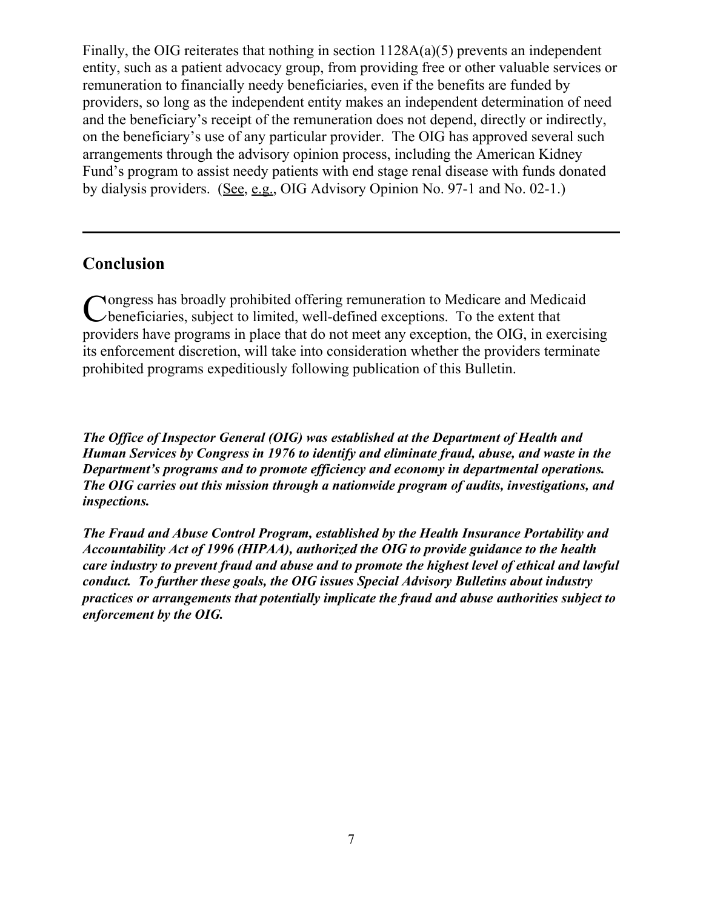Finally, the OIG reiterates that nothing in section 1128A(a)(5) prevents an independent entity, such as a patient advocacy group, from providing free or other valuable services or remuneration to financially needy beneficiaries, even if the benefits are funded by providers, so long as the independent entity makes an independent determination of need and the beneficiary's receipt of the remuneration does not depend, directly or indirectly, on the beneficiary's use of any particular provider. The OIG has approved several such arrangements through the advisory opinion process, including the American Kidney Fund's program to assist needy patients with end stage renal disease with funds donated by dialysis providers. (See, e.g., OIG Advisory Opinion No. 97-1 and No. 02-1.)

---

## Conclusion

Congress has broadly prohibited offering remuneration to Medicare and Medicaid beneficiaries, subject to limited, well-defined exceptions. To the extent that providers have programs in place that do not meet any exception, the OIG, in exercising its enforcement discretion, will take into consideration whether the providers terminate prohibited programs expeditiously following publication of this Bulletin.

***The Office of Inspector General (OIG) was established at the Department of Health and Human Services by Congress in 1976 to identify and eliminate fraud, abuse, and waste in the Department's programs and to promote efficiency and economy in departmental operations. The OIG carries out this mission through a nationwide program of audits, investigations, and inspections.***

***The Fraud and Abuse Control Program, established by the Health Insurance Portability and Accountability Act of 1996 (HIPAA), authorized the OIG to provide guidance to the health care industry to prevent fraud and abuse and to promote the highest level of ethical and lawful conduct. To further these goals, the OIG issues Special Advisory Bulletins about industry practices or arrangements that potentially implicate the fraud and abuse authorities subject to enforcement by the OIG.***